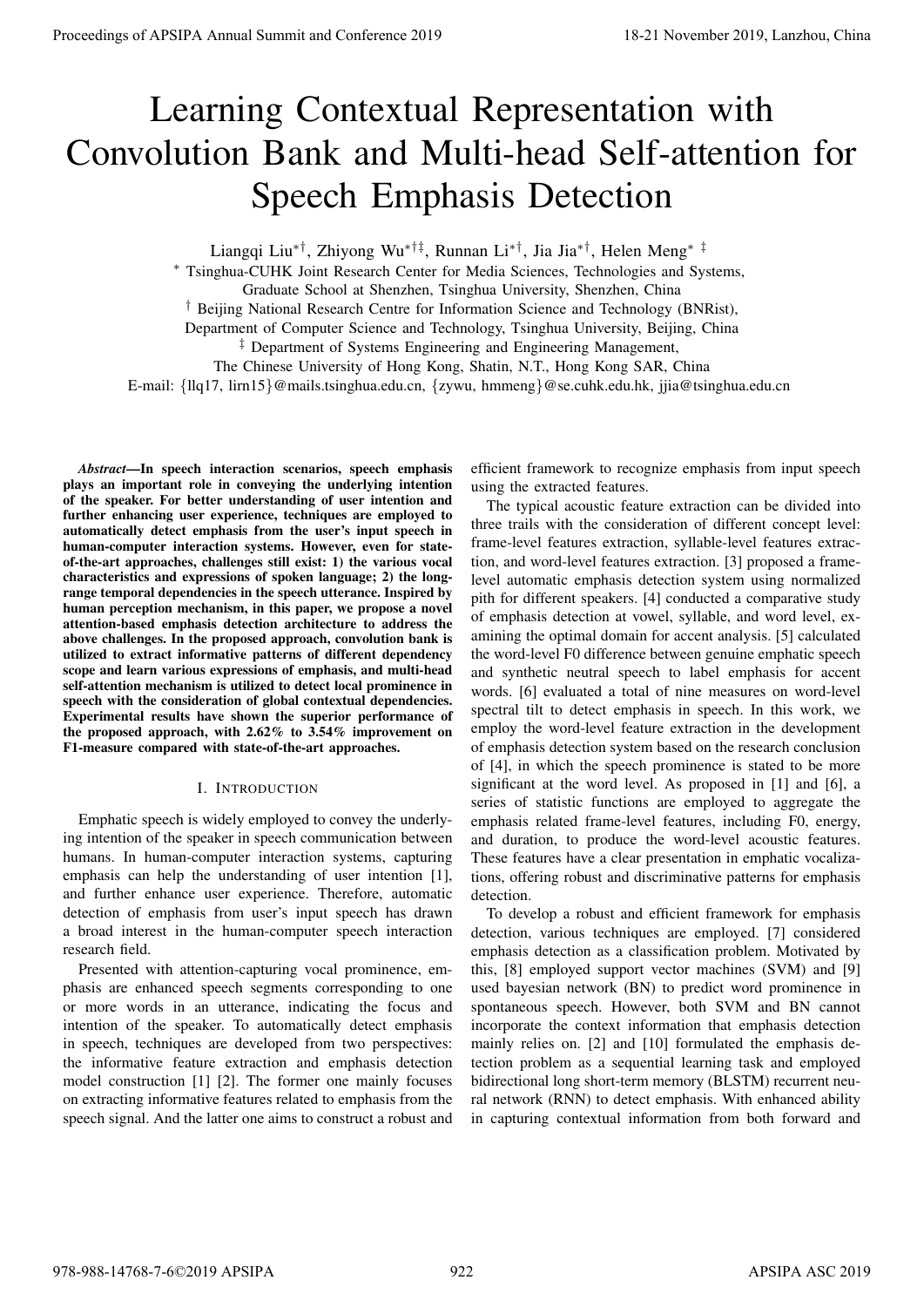# Learning Contextual Representation with Convolution Bank and Multi-head Self-attention for Speech Emphasis Detection

Liangqi Liu[*†], Zhiyong Wu[*†‡], Runnan Li[*†], Jia Jia[*†], Helen Meng[* ‡]

[*] Tsinghua-CUHK Joint Research Center for Media Sciences, Technologies and Systems, Graduate School at Shenzhen, Tsinghua University, Shenzhen, China

[†] Beijing National Research Centre for Information Science and Technology (BNRist), Department of Computer Science and Technology, Tsinghua University, Beijing, China

[‡] Department of Systems Engineering and Engineering Management, The Chinese University of Hong Kong, Shatin, N.T., Hong Kong SAR, China

E-mail: {llq17, lirn15}@mails.tsinghua.edu.cn, {zywu, hmmeng}@se.cuhk.edu.hk, jjia@tsinghua.edu.cn

***Abstract*—In speech interaction scenarios, speech emphasis plays an important role in conveying the underlying intention of the speaker. For better understanding of user intention and further enhancing user experience, techniques are employed to automatically detect emphasis from the user's input speech in human-computer interaction systems. However, even for state-of-the-art approaches, challenges still exist: 1) the various vocal characteristics and expressions of spoken language; 2) the long-range temporal dependencies in the speech utterance. Inspired by human perception mechanism, in this paper, we propose a novel attention-based emphasis detection architecture to address the above challenges. In the proposed approach, convolution bank is utilized to extract informative patterns of different dependency scope and learn various expressions of emphasis, and multi-head self-attention mechanism is utilized to detect local prominence in speech with the consideration of global contextual dependencies. Experimental results have shown the superior performance of the proposed approach, with 2.62% to 3.54% improvement on F1-measure compared with state-of-the-art approaches.**

## I. Introduction

Emphatic speech is widely employed to convey the underlying intention of the speaker in speech communication between humans. In human-computer interaction systems, capturing emphasis can help the understanding of user intention [1], and further enhance user experience. Therefore, automatic detection of emphasis from user's input speech has drawn a broad interest in the human-computer speech interaction research field.

Presented with attention-capturing vocal prominence, emphasis are enhanced speech segments corresponding to one or more words in an utterance, indicating the focus and intention of the speaker. To automatically detect emphasis in speech, techniques are developed from two perspectives: the informative feature extraction and emphasis detection model construction [1] [2]. The former one mainly focuses on extracting informative features related to emphasis from the speech signal. And the latter one aims to construct a robust and efficient framework to recognize emphasis from input speech using the extracted features.

The typical acoustic feature extraction can be divided into three trails with the consideration of different concept level: frame-level features extraction, syllable-level features extraction, and word-level features extraction. [3] proposed a frame-level automatic emphasis detection system using normalized pith for different speakers. [4] conducted a comparative study of emphasis detection at vowel, syllable, and word level, examining the optimal domain for accent analysis. [5] calculated the word-level F0 difference between genuine emphatic speech and synthetic neutral speech to label emphasis for accent words. [6] evaluated a total of nine measures on word-level spectral tilt to detect emphasis in speech. In this work, we employ the word-level feature extraction in the development of emphasis detection system based on the research conclusion of [4], in which the speech prominence is stated to be more significant at the word level. As proposed in [1] and [6], a series of statistic functions are employed to aggregate the emphasis related frame-level features, including F0, energy, and duration, to produce the word-level acoustic features. These features have a clear presentation in emphatic vocalizations, offering robust and discriminative patterns for emphasis detection.

To develop a robust and efficient framework for emphasis detection, various techniques are employed. [7] considered emphasis detection as a classification problem. Motivated by this, [8] employed support vector machines (SVM) and [9] used bayesian network (BN) to predict word prominence in spontaneous speech. However, both SVM and BN cannot incorporate the context information that emphasis detection mainly relies on. [2] and [10] formulated the emphasis detection problem as a sequential learning task and employed bidirectional long short-term memory (BLSTM) recurrent neural network (RNN) to detect emphasis. With enhanced ability in capturing contextual information from both forward and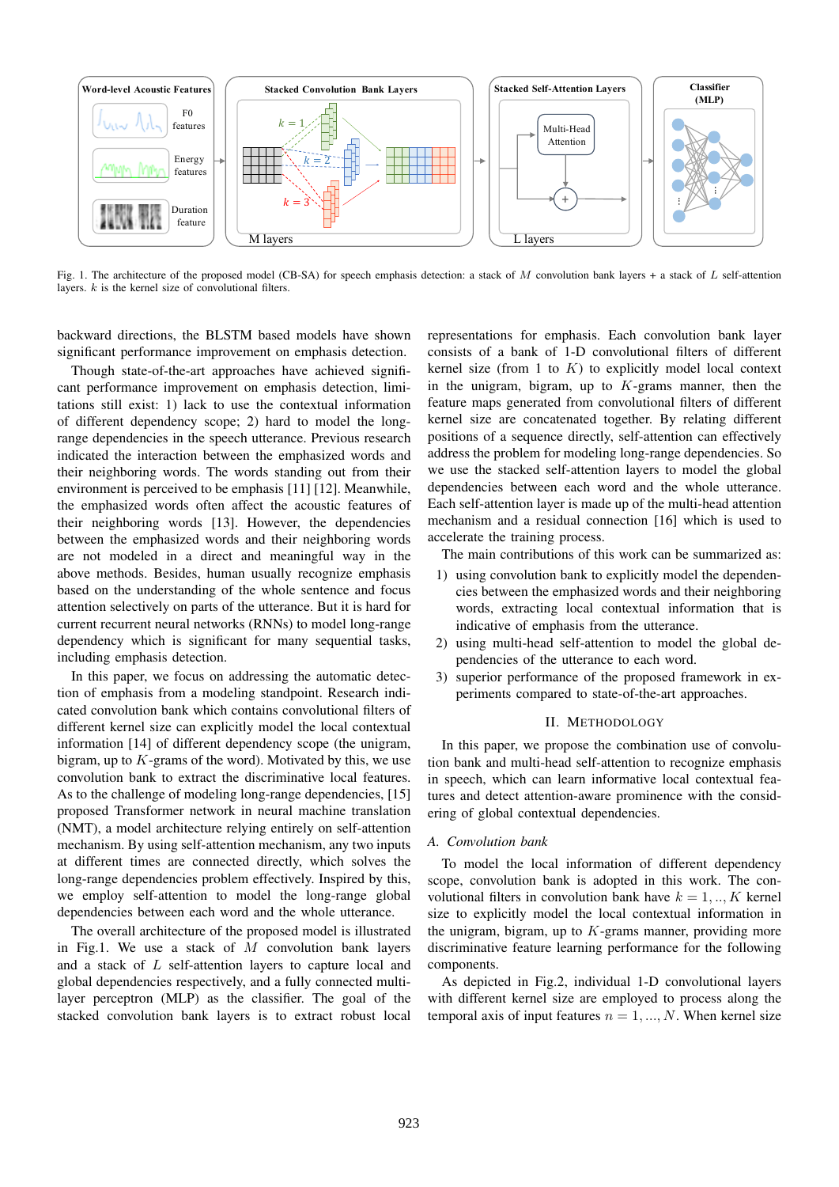Fig. 1. The architecture of the proposed model (CB-SA) for speech emphasis detection: a stack of $M$ convolution bank layers + a stack of $L$ self-attention layers. $k$ is the kernel size of convolutional filters.

backward directions, the BLSTM based models have shown significant performance improvement on emphasis detection.

Though state-of-the-art approaches have achieved significant performance improvement on emphasis detection, limitations still exist: 1) lack to use the contextual information of different dependency scope; 2) hard to model the long-range dependencies in the speech utterance. Previous research indicated the interaction between the emphasized words and their neighboring words. The words standing out from their environment is perceived to be emphasis [11] [12]. Meanwhile, the emphasized words often affect the acoustic features of their neighboring words [13]. However, the dependencies between the emphasized words and their neighboring words are not modeled in a direct and meaningful way in the above methods. Besides, human usually recognize emphasis based on the understanding of the whole sentence and focus attention selectively on parts of the utterance. But it is hard for current recurrent neural networks (RNNs) to model long-range dependency which is significant for many sequential tasks, including emphasis detection.

In this paper, we focus on addressing the automatic detection of emphasis from a modeling standpoint. Research indicated convolution bank which contains convolutional filters of different kernel size can explicitly model the local contextual information [14] of different dependency scope (the unigram, bigram, up to $K$-grams of the word). Motivated by this, we use convolution bank to extract the discriminative local features. As to the challenge of modeling long-range dependencies, [15] proposed Transformer network in neural machine translation (NMT), a model architecture relying entirely on self-attention mechanism. By using self-attention mechanism, any two inputs at different times are connected directly, which solves the long-range dependencies problem effectively. Inspired by this, we employ self-attention to model the long-range global dependencies between each word and the whole utterance.

The overall architecture of the proposed model is illustrated in Fig.1. We use a stack of $M$ convolution bank layers and a stack of $L$ self-attention layers to capture local and global dependencies respectively, and a fully connected multi-layer perceptron (MLP) as the classifier. The goal of the stacked convolution bank layers is to extract robust local representations for emphasis. Each convolution bank layer consists of a bank of 1-D convolutional filters of different kernel size (from 1 to $K$) to explicitly model local context in the unigram, bigram, up to $K$-grams manner, then the feature maps generated from convolutional filters of different kernel size are concatenated together. By relating different positions of a sequence directly, self-attention can effectively address the problem for modeling long-range dependencies. So we use the stacked self-attention layers to model the global dependencies between each word and the whole utterance. Each self-attention layer is made up of the multi-head attention mechanism and a residual connection [16] which is used to accelerate the training process.

The main contributions of this work can be summarized as:

1) using convolution bank to explicitly model the dependencies between the emphasized words and their neighboring words, extracting local contextual information that is indicative of emphasis from the utterance.
2) using multi-head self-attention to model the global dependencies of the utterance to each word.
3) superior performance of the proposed framework in experiments compared to state-of-the-art approaches.

## II. Methodology

In this paper, we propose the combination use of convolution bank and multi-head self-attention to recognize emphasis in speech, which can learn informative local contextual features and detect attention-aware prominence with the considering of global contextual dependencies.

### A. Convolution bank

To model the local information of different dependency scope, convolution bank is adopted in this work. The convolutional filters in convolution bank have $k = 1, .., K$ kernel size to explicitly model the local contextual information in the unigram, bigram, up to $K$-grams manner, providing more discriminative feature learning performance for the following components.

As depicted in Fig.2, individual 1-D convolutional layers with different kernel size are employed to process along the temporal axis of input features $n = 1, ..., N$. When kernel size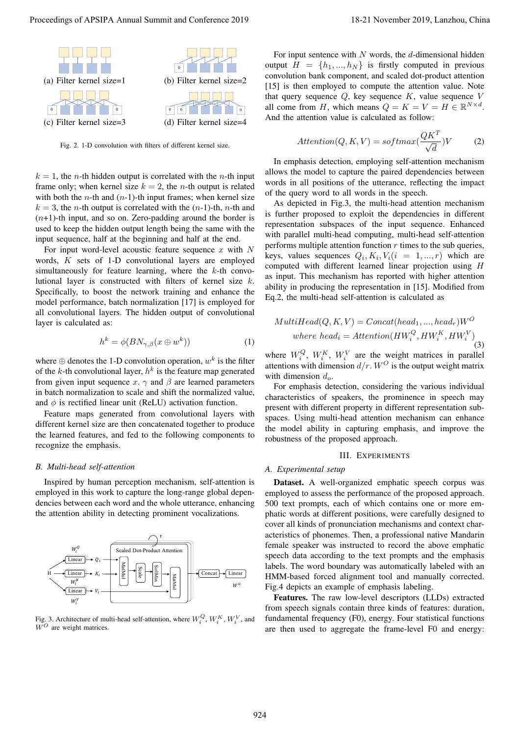(a) Filter kernel size=1

(b) Filter kernel size=2

(c) Filter kernel size=3

(d) Filter kernel size=4

Fig. 2. 1-D convolution with filters of different kernel size.

$k = 1$, the $n$-th hidden output is correlated with the $n$-th input frame only; when kernel size $k = 2$, the $n$-th output is related with both the $n$-th and ($n$-1)-th input frames; when kernel size $k = 3$, the $n$-th output is correlated with the ($n$-1)-th, $n$-th and ($n$+1)-th input, and so on. Zero-padding around the border is used to keep the hidden output length being the same with the input sequence, half at the beginning and half at the end.

For input word-level acoustic feature sequence $x$ with $N$ words, $K$ sets of 1-D convolutional layers are employed simultaneously for feature learning, where the $k$-th convolutional layer is constructed with filters of kernel size $k$. Specifically, to boost the network training and enhance the model performance, batch normalization [17] is employed for all convolutional layers. The hidden output of convolutional layer is calculated as:

$$h^k = \phi(BN_{\gamma,\beta}(x \oplus w^k)) \tag{1}$$

where $\oplus$ denotes the 1-D convolution operation, $w^k$ is the filter of the $k$-th convolutional layer, $h^k$ is the feature map generated from given input sequence $x$. $\gamma$ and $\beta$ are learned parameters in batch normalization to scale and shift the normalized value, and $\phi$ is rectified linear unit (ReLU) activation function.

Feature maps generated from convolutional layers with different kernel size are then concatenated together to produce the learned features, and fed to the following components to recognize the emphasis.

### B. Multi-head self-attention

Inspired by human perception mechanism, self-attention is employed in this work to capture the long-range global dependencies between each word and the whole utterance, enhancing the attention ability in detecting prominent vocalizations.

Fig. 3. Architecture of multi-head self-attention, where $W_i^Q$, $W_i^K$, $W_i^V$, and $W^O$ are weight matrices.

For input sentence with $N$ words, the $d$-dimensional hidden output $H = \{h_1, ..., h_N\}$ is firstly computed in previous convolution bank component, and scaled dot-product attention [15] is then employed to compute the attention value. Note that query sequence $Q$, key sequence $K$, value sequence $V$ all come from $H$, which means $Q = K = V = H \in \mathbb{R}^{N \times d}$. And the attention value is calculated as follow:

$$Attention(Q, K, V) = softmax(\frac{QK^T}{\sqrt{d}})V \tag{2}$$

In emphasis detection, employing self-attention mechanism allows the model to capture the paired dependencies between words in all positions of the utterance, reflecting the impact of the query word to all words in the speech.

As depicted in Fig.3, the multi-head attention mechanism is further proposed to exploit the dependencies in different representation subspaces of the input sequence. Enhanced with parallel multi-head computing, multi-head self-attention performs multiple attention function $r$ times to the sub queries, keys, values sequences $Q_i, K_i, V_i (i = 1, ..., r)$ which are computed with different learned linear projection using $H$ as input. This mechanism has reported with higher attention ability in producing the representation in [15]. Modified from Eq.2, the multi-head self-attention is calculated as

$$\begin{gathered} MultiHead(Q, K, V) = Concat(head_1, ..., head_r)W^O \\ where\ head_i = Attention(HW_i^Q, HW_i^K, HW_i^V) \end{gathered} \tag{3}$$

where $W_i^Q$, $W_i^K$, $W_i^V$ are the weight matrices in parallel attentions with dimension $d/r$. $W^O$ is the output weight matrix with dimension $d_o$.

For emphasis detection, considering the various individual characteristics of speakers, the prominence in speech may present with different property in different representation subspaces. Using multi-head attention mechanism can enhance the model ability in capturing emphasis, and improve the robustness of the proposed approach.

## III. Experiments

### A. Experimental setup

**Dataset.** A well-organized emphatic speech corpus was employed to assess the performance of the proposed approach. 500 text prompts, each of which contains one or more emphatic words at different positions, were carefully designed to cover all kinds of pronunciation mechanisms and context characteristics of phonemes. Then, a professional native Mandarin female speaker was instructed to record the above emphatic speech data according to the text prompts and the emphasis labels. The word boundary was automatically labeled with an HMM-based forced alignment tool and manually corrected. Fig.4 depicts an example of emphasis labeling.

**Features.** The raw low-level descriptors (LLDs) extracted from speech signals contain three kinds of features: duration, fundamental frequency (F0), energy. Four statistical functions are then used to aggregate the frame-level F0 and energy: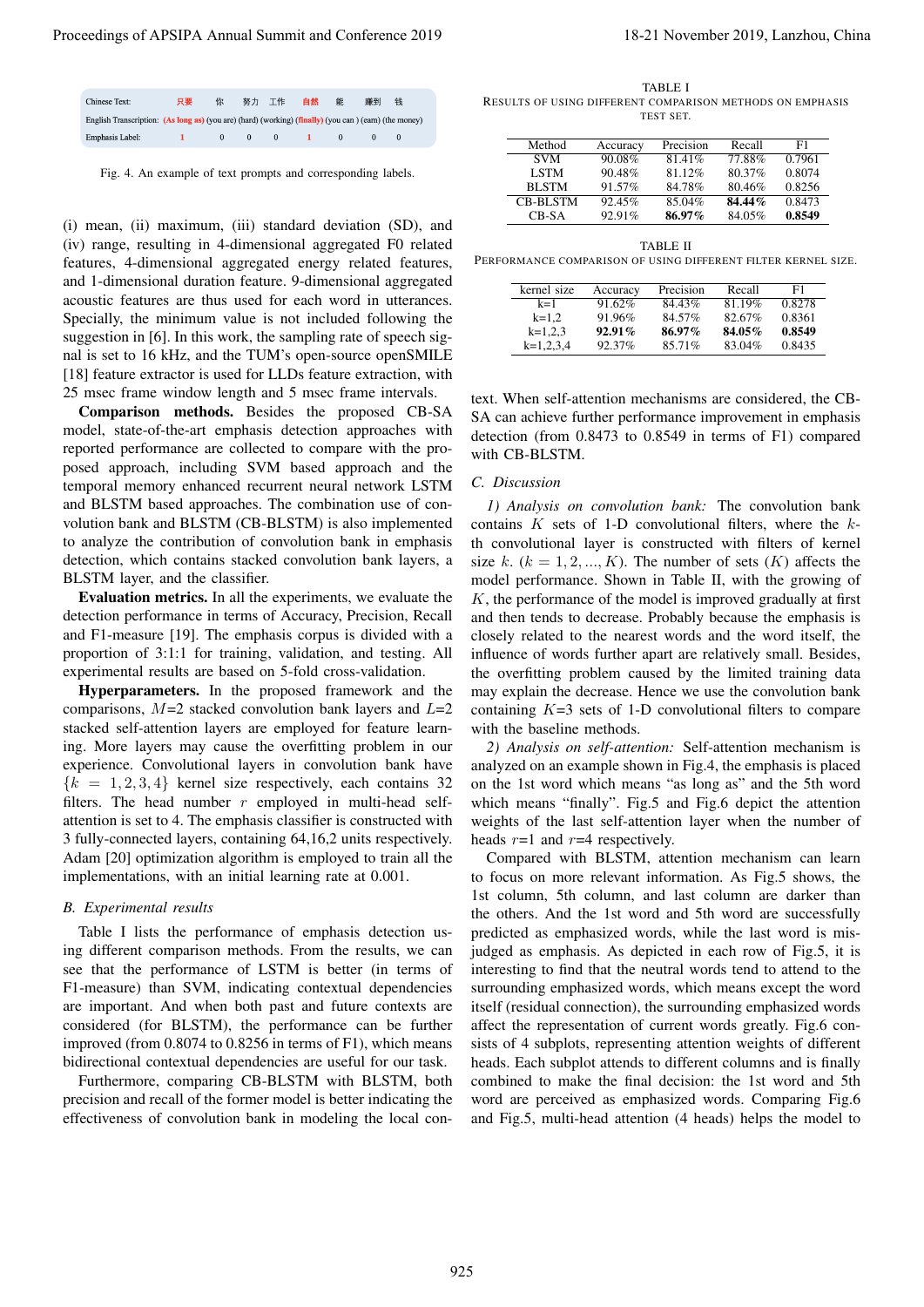| Chinese Text: | 只要 | 你 | 努力 | 工作 | 自然 | 能 | 赚到 | 钱 |
|---|---|---|---|---|---|---|---|---|
| English Transcription: | (As long as) | (you are) | (hard) | (working) | (finally) | (you can ) | (earn) | (the money) |
| Emphasis Label: | 1 | 0 | 0 | 0 | 1 | 0 | 0 | 0 |

Fig. 4. An example of text prompts and corresponding labels.

(i) mean, (ii) maximum, (iii) standard deviation (SD), and (iv) range, resulting in 4-dimensional aggregated F0 related features, 4-dimensional aggregated energy related features, and 1-dimensional duration feature. 9-dimensional aggregated acoustic features are thus used for each word in utterances. Specially, the minimum value is not included following the suggestion in [6]. In this work, the sampling rate of speech signal is set to 16 kHz, and the TUM's open-source openSMILE [18] feature extractor is used for LLDs feature extraction, with 25 msec frame window length and 5 msec frame intervals.

**Comparison methods.** Besides the proposed CB-SA model, state-of-the-art emphasis detection approaches with reported performance are collected to compare with the proposed approach, including SVM based approach and the temporal memory enhanced recurrent neural network LSTM and BLSTM based approaches. The combination use of convolution bank and BLSTM (CB-BLSTM) is also implemented to analyze the contribution of convolution bank in emphasis detection, which contains stacked convolution bank layers, a BLSTM layer, and the classifier.

**Evaluation metrics.** In all the experiments, we evaluate the detection performance in terms of Accuracy, Precision, Recall and F1-measure [19]. The emphasis corpus is divided with a proportion of 3:1:1 for training, validation, and testing. All experimental results are based on 5-fold cross-validation.

**Hyperparameters.** In the proposed framework and the comparisons, $M$=2 stacked convolution bank layers and $L$=2 stacked self-attention layers are employed for feature learning. More layers may cause the overfitting problem in our experience. Convolutional layers in convolution bank have $\{k = 1, 2, 3, 4\}$ kernel size respectively, each contains 32 filters. The head number $r$ employed in multi-head self-attention is set to 4. The emphasis classifier is constructed with 3 fully-connected layers, containing 64,16,2 units respectively. Adam [20] optimization algorithm is employed to train all the implementations, with an initial learning rate at 0.001.

### B. Experimental results

Table I lists the performance of emphasis detection using different comparison methods. From the results, we can see that the performance of LSTM is better (in terms of F1-measure) than SVM, indicating contextual dependencies are important. And when both past and future contexts are considered (for BLSTM), the performance can be further improved (from 0.8074 to 0.8256 in terms of F1), which means bidirectional contextual dependencies are useful for our task.

Furthermore, comparing CB-BLSTM with BLSTM, both precision and recall of the former model is better indicating the effectiveness of convolution bank in modeling the local context. When self-attention mechanisms are considered, the CB-SA can achieve further performance improvement in emphasis detection (from 0.8473 to 0.8549 in terms of F1) compared with CB-BLSTM.

TABLE I
RESULTS OF USING DIFFERENT COMPARISON METHODS ON EMPHASIS TEST SET.

| Method | Accuracy | Precision | Recall | F1 |
|---|---|---|---|---|
| SVM | 90.08% | 81.41% | 77.88% | 0.7961 |
| LSTM | 90.48% | 81.12% | 80.37% | 0.8074 |
| BLSTM | 91.57% | 84.78% | 80.46% | 0.8256 |
| CB-BLSTM | 92.45% | 85.04% | **84.44%** | 0.8473 |
| CB-SA | 92.91% | **86.97%** | 84.05% | **0.8549** |

TABLE II
PERFORMANCE COMPARISON OF USING DIFFERENT FILTER KERNEL SIZE.

| kernel size | Accuracy | Precision | Recall | F1 |
|---|---|---|---|---|
| k=1 | 91.62% | 84.43% | 81.19% | 0.8278 |
| k=1,2 | 91.96% | 84.57% | 82.67% | 0.8361 |
| k=1,2,3 | **92.91%** | **86.97%** | **84.05%** | **0.8549** |
| k=1,2,3,4 | 92.37% | 85.71% | 83.04% | 0.8435 |

### C. Discussion

*1) Analysis on convolution bank:* The convolution bank contains $K$ sets of 1-D convolutional filters, where the $k$-th convolutional layer is constructed with filters of kernel size $k$. ($k = 1, 2, ..., K$). The number of sets ($K$) affects the model performance. Shown in Table II, with the growing of $K$, the performance of the model is improved gradually at first and then tends to decrease. Probably because the emphasis is closely related to the nearest words and the word itself, the influence of words further apart are relatively small. Besides, the overfitting problem caused by the limited training data may explain the decrease. Hence we use the convolution bank containing $K$=3 sets of 1-D convolutional filters to compare with the baseline methods.

*2) Analysis on self-attention:* Self-attention mechanism is analyzed on an example shown in Fig.4, the emphasis is placed on the 1st word which means "as long as" and the 5th word which means "finally". Fig.5 and Fig.6 depict the attention weights of the last self-attention layer when the number of heads $r$=1 and $r$=4 respectively.

Compared with BLSTM, attention mechanism can learn to focus on more relevant information. As Fig.5 shows, the 1st column, 5th column, and last column are darker than the others. And the 1st word and 5th word are successfully predicted as emphasized words, while the last word is misjudged as emphasis. As depicted in each row of Fig.5, it is interesting to find that the neutral words tend to attend to the surrounding emphasized words, which means except the word itself (residual connection), the surrounding emphasized words affect the representation of current words greatly. Fig.6 consists of 4 subplots, representing attention weights of different heads. Each subplot attends to different columns and is finally combined to make the final decision: the 1st word and 5th word are perceived as emphasized words. Comparing Fig.6 and Fig.5, multi-head attention (4 heads) helps the model to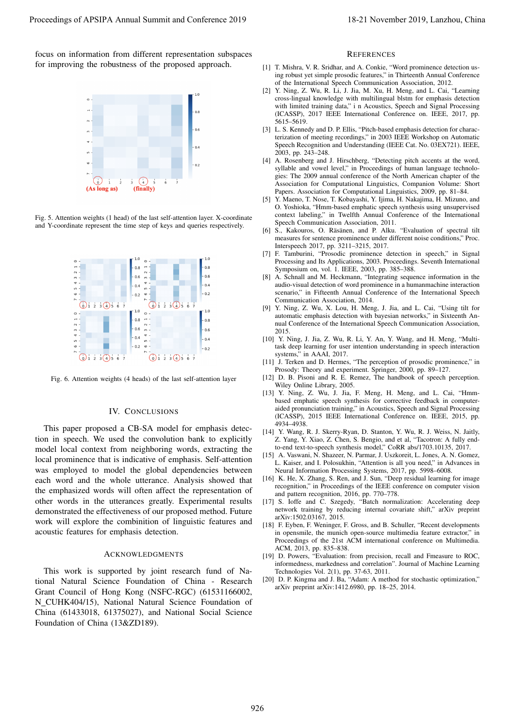focus on information from different representation subspaces for improving the robustness of the proposed approach.

0
1
2
3
4
5
6
7
0 1 2 3 4 5 6 7
(As long as) (finally)
1.0
0.8
0.6
0.4
0.2

Fig. 5. Attention weights (1 head) of the last self-attention layer. X-coordinate and Y-coordinate represent the time step of keys and queries respectively.

Fig. 6. Attention weights (4 heads) of the last self-attention layer

## IV. Conclusions

This paper proposed a CB-SA model for emphasis detection in speech. We used the convolution bank to explicitly model local context from neighboring words, extracting the local prominence that is indicative of emphasis. Self-attention was employed to model the global dependencies between each word and the whole utterance. Analysis showed that the emphasized words will often affect the representation of other words in the utterances greatly. Experimental results demonstrated the effectiveness of our proposed method. Future work will explore the combinition of linguistic features and acoustic features for emphasis detection.

## Acknowledgments

This work is supported by joint research fund of National Natural Science Foundation of China - Research Grant Council of Hong Kong (NSFC-RGC) (61531166002, N_CUHK404/15), National Natural Science Foundation of China (61433018, 61375027), and National Social Science Foundation of China (13&ZD189).

## References

[1] T. Mishra, V. R. Sridhar, and A. Conkie, "Word prominence detection using robust yet simple prosodic features," in Thirteenth Annual Conference of the International Speech Communication Association, 2012.

[2] Y. Ning, Z. Wu, R. Li, J. Jia, M. Xu, H. Meng, and L. Cai, "Learning cross-lingual knowledge with multilingual blstm for emphasis detection with limited training data," i n Acoustics, Speech and Signal Processing (ICASSP), 2017 IEEE International Conference on. IEEE, 2017, pp. 5615–5619.

[3] L. S. Kennedy and D. P. Ellis, "Pitch-based emphasis detection for characterization of meeting recordings," in 2003 IEEE Workshop on Automatic Speech Recognition and Understanding (IEEE Cat. No. 03EX721). IEEE, 2003, pp. 243–248.

[4] A. Rosenberg and J. Hirschberg, "Detecting pitch accents at the word, syllable and vowel level," in Proceedings of human language technologies: The 2009 annual conference of the North American chapter of the Association for Computational Linguistics, Companion Volume: Short Papers. Association for Computational Linguistics, 2009, pp. 81–84.

[5] Y. Maeno, T. Nose, T. Kobayashi, Y. Ijima, H. Nakajima, H. Mizuno, and O. Yoshioka, "Hmm-based emphatic speech synthesis using unsupervised context labeling," in Twelfth Annual Conference of the International Speech Communication Association, 2011.

[6] S., Kakouros, O. Räsänen, and P. Alku. "Evaluation of spectral tilt measures for sentence prominence under different noise conditions," Proc. Interspeech 2017, pp. 3211–3215, 2017.

[7] F. Tamburini, "Prosodic prominence detection in speech," in Signal Processing and Its Applications, 2003. Proceedings. Seventh International Symposium on, vol. 1. IEEE, 2003, pp. 385–388.

[8] A. Schnall and M. Heckmann, "Integrating sequence information in the audio-visual detection of word prominence in a humanmachine interaction scenario," in Fifteenth Annual Conference of the International Speech Communication Association, 2014.

[9] Y. Ning, Z. Wu, X. Lou, H. Meng, J. Jia, and L. Cai, "Using tilt for automatic emphasis detection with bayesian networks," in Sixteenth Annual Conference of the International Speech Communication Association, 2015.

[10] Y. Ning, J. Jia, Z. Wu, R. Li, Y. An, Y. Wang, and H. Meng, "Multi-task deep learning for user intention understanding in speech interaction systems," in AAAI, 2017.

[11] J. Terken and D. Hermes, "The perception of prosodic prominence," in Prosody: Theory and experiment. Springer, 2000, pp. 89–127.

[12] D. B. Pisoni and R. E. Remez, The handbook of speech perception. Wiley Online Library, 2005.

[13] Y. Ning, Z. Wu, J. Jia, F. Meng, H. Meng, and L. Cai, "Hmm-based emphatic speech synthesis for corrective feedback in computer-aided pronunciation training," in Acoustics, Speech and Signal Processing (ICASSP), 2015 IEEE International Conference on. IEEE, 2015, pp. 4934–4938.

[14] Y. Wang, R. J. Skerry-Ryan, D. Stanton, Y. Wu, R. J. Weiss, N. Jaitly, Z. Yang, Y. Xiao, Z. Chen, S. Bengio, and et al, "Tacotron: A fully end-to-end text-to-speech synthesis model," CoRR abs/1703.10135, 2017.

[15] A. Vaswani, N. Shazeer, N. Parmar, J. Uszkoreit, L. Jones, A. N. Gomez, L. Kaiser, and I. Polosukhin, "Attention is all you need," in Advances in Neural Information Processing Systems, 2017, pp. 5998–6008.

[16] K. He, X. Zhang, S. Ren, and J. Sun, "Deep residual learning for image recognition," in Proceedings of the IEEE conference on computer vision and pattern recognition, 2016, pp. 770–778.

[17] S. Ioffe and C. Szegedy, "Batch normalization: Accelerating deep network training by reducing internal covariate shift," arXiv preprint arXiv:1502.03167, 2015.

[18] F. Eyben, F. Weninger, F. Gross, and B. Schuller, "Recent developments in opensmile, the munich open-source multimedia feature extractor," in Proceedings of the 21st ACM international conference on Multimedia. ACM, 2013, pp. 835–838.

[19] D. Powers, "Evaluation: from precision, recall and Fmeasure to ROC, informedness, markedness and correlation". Journal of Machine Learning Technologies Vol. 2(1), pp. 37-63, 2011.

[20] D. P. Kingma and J. Ba, "Adam: A method for stochastic optimization," arXiv preprint arXiv:1412.6980, pp. 18–25, 2014.